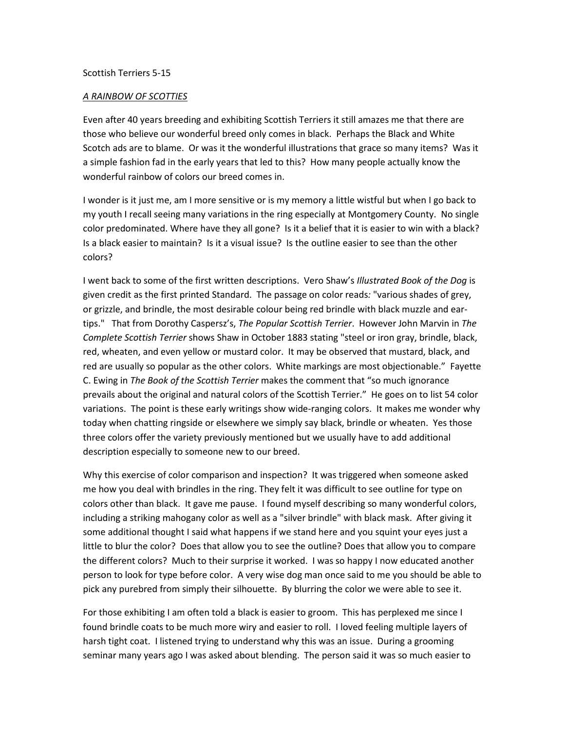Scottish Terriers 5-15

*A RAINBOW OF SCOTTIES*

Even after 40 years breeding and exhibiting Scottish Terriers it still amazes me that there are those who believe our wonderful breed only comes in black. Perhaps the Black and White Scotch ads are to blame. Or was it the wonderful illustrations that grace so many items? Was it a simple fashion fad in the early years that led to this? How many people actually know the wonderful rainbow of colors our breed comes in.

I wonder is it just me, am I more sensitive or is my memory a little wistful but when I go back to my youth I recall seeing many variations in the ring especially at Montgomery County. No single color predominated. Where have they all gone? Is it a belief that it is easier to win with a black? Is a black easier to maintain? Is it a visual issue? Is the outline easier to see than the other colors?

I went back to some of the first written descriptions. Vero Shaw's *Illustrated Book of the Dog* is given credit as the first printed Standard. The passage on color reads: "various shades of grey, or grizzle, and brindle, the most desirable colour being red brindle with black muzzle and ear-tips." That from Dorothy Caspersz's, *The Popular Scottish Terrier*. However John Marvin in *The Complete Scottish Terrier* shows Shaw in October 1883 stating "steel or iron gray, brindle, black, red, wheaten, and even yellow or mustard color. It may be observed that mustard, black, and red are usually so popular as the other colors. White markings are most objectionable." Fayette C. Ewing in *The Book of the Scottish Terrier* makes the comment that "so much ignorance prevails about the original and natural colors of the Scottish Terrier." He goes on to list 54 color variations. The point is these early writings show wide-ranging colors. It makes me wonder why today when chatting ringside or elsewhere we simply say black, brindle or wheaten. Yes those three colors offer the variety previously mentioned but we usually have to add additional description especially to someone new to our breed.

Why this exercise of color comparison and inspection? It was triggered when someone asked me how you deal with brindles in the ring. They felt it was difficult to see outline for type on colors other than black. It gave me pause. I found myself describing so many wonderful colors, including a striking mahogany color as well as a "silver brindle" with black mask. After giving it some additional thought I said what happens if we stand here and you squint your eyes just a little to blur the color? Does that allow you to see the outline? Does that allow you to compare the different colors? Much to their surprise it worked. I was so happy I now educated another person to look for type before color. A very wise dog man once said to me you should be able to pick any purebred from simply their silhouette. By blurring the color we were able to see it.

For those exhibiting I am often told a black is easier to groom. This has perplexed me since I found brindle coats to be much more wiry and easier to roll. I loved feeling multiple layers of harsh tight coat. I listened trying to understand why this was an issue. During a grooming seminar many years ago I was asked about blending. The person said it was so much easier to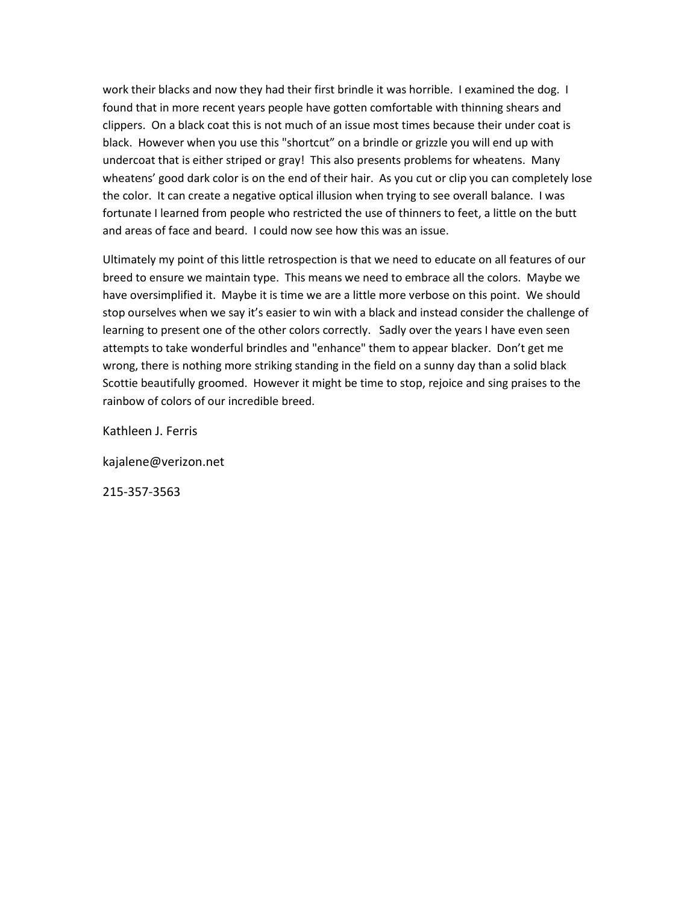work their blacks and now they had their first brindle it was horrible. I examined the dog. I found that in more recent years people have gotten comfortable with thinning shears and clippers. On a black coat this is not much of an issue most times because their under coat is black. However when you use this "shortcut" on a brindle or grizzle you will end up with undercoat that is either striped or gray! This also presents problems for wheatens. Many wheatens' good dark color is on the end of their hair. As you cut or clip you can completely lose the color. It can create a negative optical illusion when trying to see overall balance. I was fortunate I learned from people who restricted the use of thinners to feet, a little on the butt and areas of face and beard. I could now see how this was an issue.

Ultimately my point of this little retrospection is that we need to educate on all features of our breed to ensure we maintain type. This means we need to embrace all the colors. Maybe we have oversimplified it. Maybe it is time we are a little more verbose on this point. We should stop ourselves when we say it's easier to win with a black and instead consider the challenge of learning to present one of the other colors correctly. Sadly over the years I have even seen attempts to take wonderful brindles and "enhance" them to appear blacker. Don't get me wrong, there is nothing more striking standing in the field on a sunny day than a solid black Scottie beautifully groomed. However it might be time to stop, rejoice and sing praises to the rainbow of colors of our incredible breed.

Kathleen J. Ferris

kajalene@verizon.net

215-357-3563